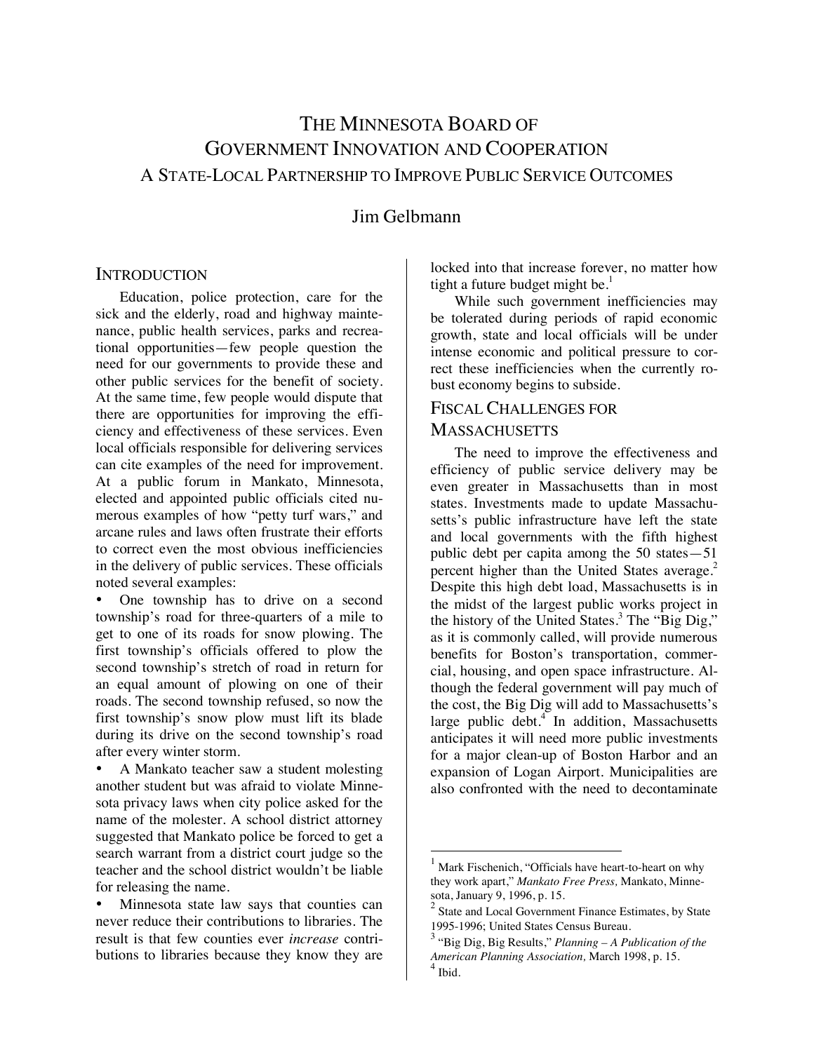# THE MINNESOTA BOARD OF GOVERNMENT INNOVATION AND COOPERATION

### A STATE-LOCAL PARTNERSHIP TO IMPROVE PUBLIC SERVICE OUTCOMES

Jim Gelbmann

## INTRODUCTION

Education, police protection, care for the sick and the elderly, road and highway maintenance, public health services, parks and recreational opportunities—few people question the need for our governments to provide these and other public services for the benefit of society. At the same time, few people would dispute that there are opportunities for improving the efficiency and effectiveness of these services. Even local officials responsible for delivering services can cite examples of the need for improvement. At a public forum in Mankato, Minnesota, elected and appointed public officials cited numerous examples of how "petty turf wars," and arcane rules and laws often frustrate their efforts to correct even the most obvious inefficiencies in the delivery of public services. These officials noted several examples:

- One township has to drive on a second township's road for three-quarters of a mile to get to one of its roads for snow plowing. The first township's officials offered to plow the second township's stretch of road in return for an equal amount of plowing on one of their roads. The second township refused, so now the first township's snow plow must lift its blade during its drive on the second township's road after every winter storm.
- A Mankato teacher saw a student molesting another student but was afraid to violate Minnesota privacy laws when city police asked for the name of the molester. A school district attorney suggested that Mankato police be forced to get a search warrant from a district court judge so the teacher and the school district wouldn't be liable for releasing the name.
- Minnesota state law says that counties can never reduce their contributions to libraries. The result is that few counties ever *increase* contributions to libraries because they know they are locked into that increase forever, no matter how tight a future budget might be.[1]

While such government inefficiencies may be tolerated during periods of rapid economic growth, state and local officials will be under intense economic and political pressure to correct these inefficiencies when the currently robust economy begins to subside.

## FISCAL CHALLENGES FOR MASSACHUSETTS

The need to improve the effectiveness and efficiency of public service delivery may be even greater in Massachusetts than in most states. Investments made to update Massachusetts's public infrastructure have left the state and local governments with the fifth highest public debt per capita among the 50 states—51 percent higher than the United States average.[2] Despite this high debt load, Massachusetts is in the midst of the largest public works project in the history of the United States.[3] The "Big Dig," as it is commonly called, will provide numerous benefits for Boston's transportation, commercial, housing, and open space infrastructure. Although the federal government will pay much of the cost, the Big Dig will add to Massachusetts's large public debt.[4] In addition, Massachusetts anticipates it will need more public investments for a major clean-up of Boston Harbor and an expansion of Logan Airport. Municipalities are also confronted with the need to decontaminate

---

[1] Mark Fischenich, "Officials have heart-to-heart on why they work apart," *Mankato Free Press,* Mankato, Minnesota, January 9, 1996, p. 15.

[2] State and Local Government Finance Estimates, by State 1995-1996; United States Census Bureau.

[3] "Big Dig, Big Results," *Planning – A Publication of the American Planning Association,* March 1998, p. 15.

[4] Ibid.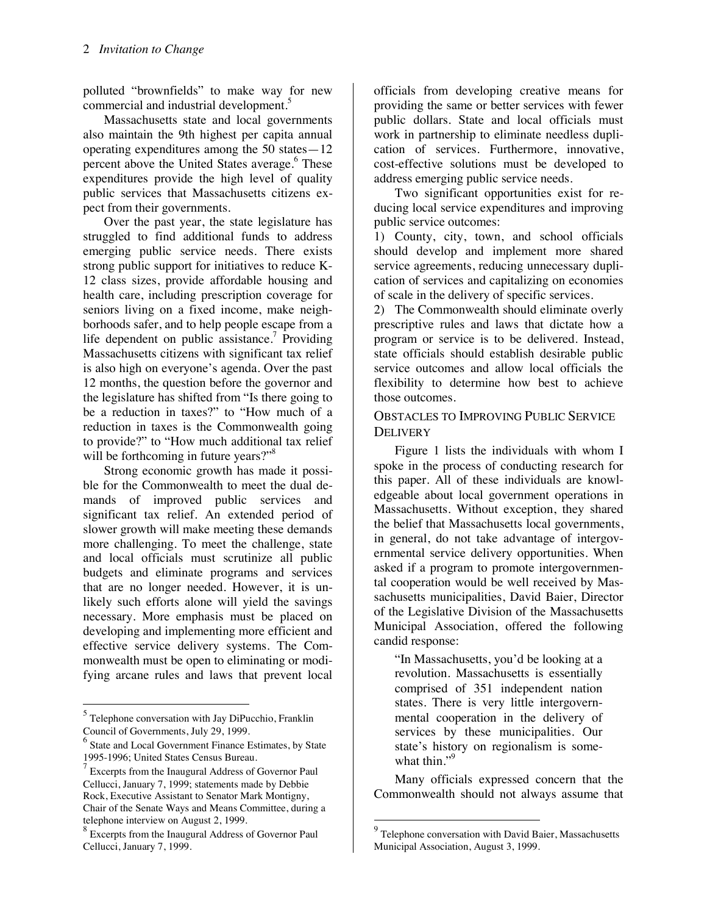polluted "brownfields" to make way for new commercial and industrial development.[5]

Massachusetts state and local governments also maintain the 9th highest per capita annual operating expenditures among the 50 states—12 percent above the United States average.[6] These expenditures provide the high level of quality public services that Massachusetts citizens expect from their governments.

Over the past year, the state legislature has struggled to find additional funds to address emerging public service needs. There exists strong public support for initiatives to reduce K-12 class sizes, provide affordable housing and health care, including prescription coverage for seniors living on a fixed income, make neighborhoods safer, and to help people escape from a life dependent on public assistance.[7] Providing Massachusetts citizens with significant tax relief is also high on everyone's agenda. Over the past 12 months, the question before the governor and the legislature has shifted from "Is there going to be a reduction in taxes?" to "How much of a reduction in taxes is the Commonwealth going to provide?" to "How much additional tax relief will be forthcoming in future years?"[8]

Strong economic growth has made it possible for the Commonwealth to meet the dual demands of improved public services and significant tax relief. An extended period of slower growth will make meeting these demands more challenging. To meet the challenge, state and local officials must scrutinize all public budgets and eliminate programs and services that are no longer needed. However, it is unlikely such efforts alone will yield the savings necessary. More emphasis must be placed on developing and implementing more efficient and effective service delivery systems. The Commonwealth must be open to eliminating or modifying arcane rules and laws that prevent local officials from developing creative means for providing the same or better services with fewer public dollars. State and local officials must work in partnership to eliminate needless duplication of services. Furthermore, innovative, cost-effective solutions must be developed to address emerging public service needs.

Two significant opportunities exist for reducing local service expenditures and improving public service outcomes:

1) County, city, town, and school officials should develop and implement more shared service agreements, reducing unnecessary duplication of services and capitalizing on economies of scale in the delivery of specific services.

2) The Commonwealth should eliminate overly prescriptive rules and laws that dictate how a program or service is to be delivered. Instead, state officials should establish desirable public service outcomes and allow local officials the flexibility to determine how best to achieve those outcomes.

## Obstacles to Improving Public Service Delivery

Figure 1 lists the individuals with whom I spoke in the process of conducting research for this paper. All of these individuals are knowledgeable about local government operations in Massachusetts. Without exception, they shared the belief that Massachusetts local governments, in general, do not take advantage of intergovernmental service delivery opportunities. When asked if a program to promote intergovernmental cooperation would be well received by Massachusetts municipalities, David Baier, Director of the Legislative Division of the Massachusetts Municipal Association, offered the following candid response:

> "In Massachusetts, you'd be looking at a revolution. Massachusetts is essentially comprised of 351 independent nation states. There is very little intergovernmental cooperation in the delivery of services by these municipalities. Our state's history on regionalism is somewhat thin."[9]

Many officials expressed concern that the Commonwealth should not always assume that

---

[5] Telephone conversation with Jay DiPucchio, Franklin Council of Governments, July 29, 1999.

[6] State and Local Government Finance Estimates, by State 1995-1996; United States Census Bureau.

[7] Excerpts from the Inaugural Address of Governor Paul Cellucci, January 7, 1999; statements made by Debbie Rock, Executive Assistant to Senator Mark Montigny, Chair of the Senate Ways and Means Committee, during a telephone interview on August 2, 1999.

[8] Excerpts from the Inaugural Address of Governor Paul Cellucci, January 7, 1999.

[9] Telephone conversation with David Baier, Massachusetts Municipal Association, August 3, 1999.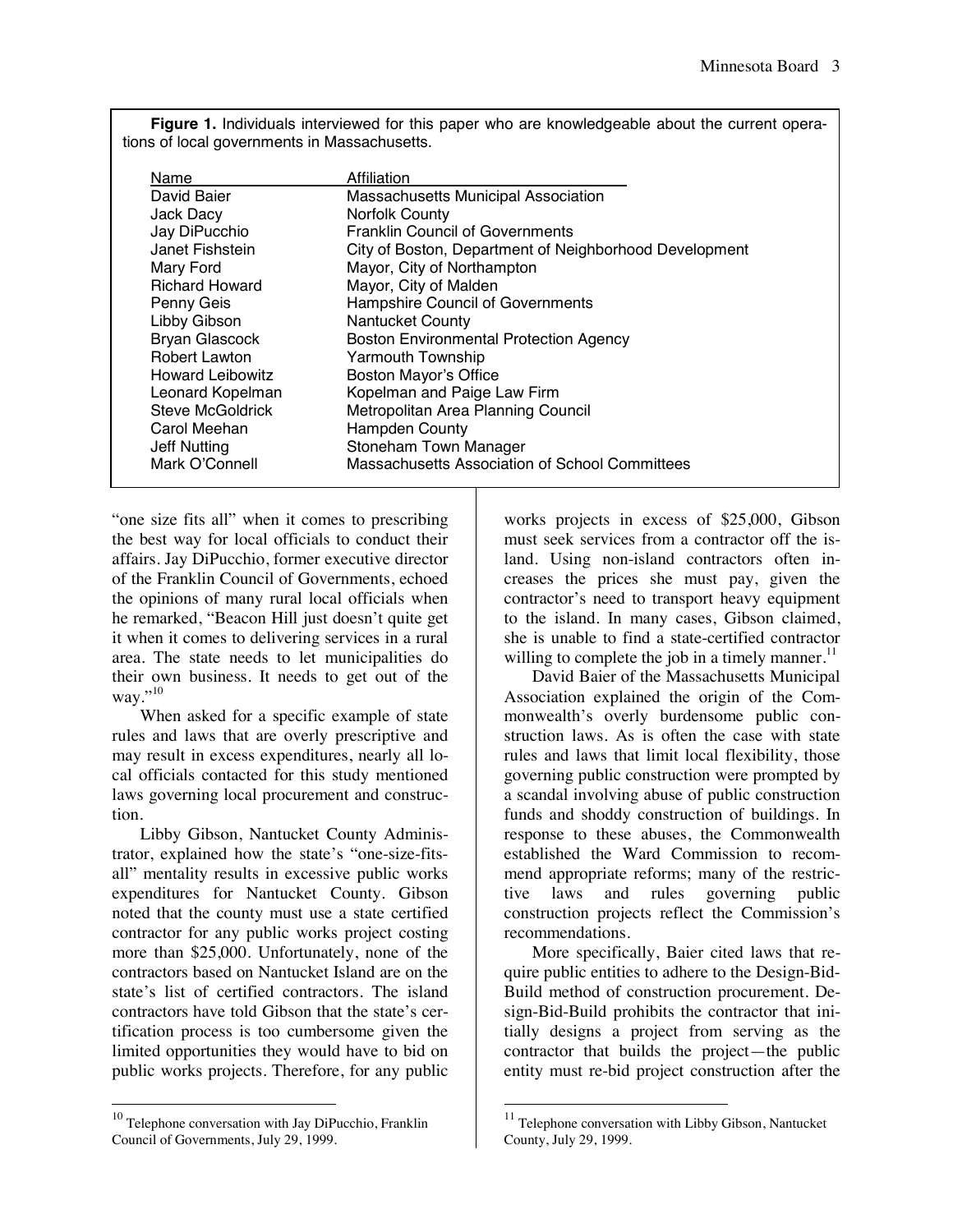**Figure 1.** Individuals interviewed for this paper who are knowledgeable about the current operations of local governments in Massachusetts.

| Name | Affiliation |
|---|---|
| David Baier | Massachusetts Municipal Association |
| Jack Dacy | Norfolk County |
| Jay DiPucchio | Franklin Council of Governments |
| Janet Fishstein | City of Boston, Department of Neighborhood Development |
| Mary Ford | Mayor, City of Northampton |
| Richard Howard | Mayor, City of Malden |
| Penny Geis | Hampshire Council of Governments |
| Libby Gibson | Nantucket County |
| Bryan Glascock | Boston Environmental Protection Agency |
| Robert Lawton | Yarmouth Township |
| Howard Leibowitz | Boston Mayor's Office |
| Leonard Kopelman | Kopelman and Paige Law Firm |
| Steve McGoldrick | Metropolitan Area Planning Council |
| Carol Meehan | Hampden County |
| Jeff Nutting | Stoneham Town Manager |
| Mark O'Connell | Massachusetts Association of School Committees |

"one size fits all" when it comes to prescribing the best way for local officials to conduct their affairs. Jay DiPucchio, former executive director of the Franklin Council of Governments, echoed the opinions of many rural local officials when he remarked, "Beacon Hill just doesn't quite get it when it comes to delivering services in a rural area. The state needs to let municipalities do their own business. It needs to get out of the way."[10]

When asked for a specific example of state rules and laws that are overly prescriptive and may result in excess expenditures, nearly all local officials contacted for this study mentioned laws governing local procurement and construction.

Libby Gibson, Nantucket County Administrator, explained how the state's "one-size-fits-all" mentality results in excessive public works expenditures for Nantucket County. Gibson noted that the county must use a state certified contractor for any public works project costing more than $25,000. Unfortunately, none of the contractors based on Nantucket Island are on the state's list of certified contractors. The island contractors have told Gibson that the state's certification process is too cumbersome given the limited opportunities they would have to bid on public works projects. Therefore, for any public works projects in excess of $25,000, Gibson must seek services from a contractor off the island. Using non-island contractors often increases the prices she must pay, given the contractor's need to transport heavy equipment to the island. In many cases, Gibson claimed, she is unable to find a state-certified contractor willing to complete the job in a timely manner.[11]

David Baier of the Massachusetts Municipal Association explained the origin of the Commonwealth's overly burdensome public construction laws. As is often the case with state rules and laws that limit local flexibility, those governing public construction were prompted by a scandal involving abuse of public construction funds and shoddy construction of buildings. In response to these abuses, the Commonwealth established the Ward Commission to recommend appropriate reforms; many of the restrictive laws and rules governing public construction projects reflect the Commission's recommendations.

More specifically, Baier cited laws that require public entities to adhere to the Design-Bid-Build method of construction procurement. Design-Bid-Build prohibits the contractor that initially designs a project from serving as the contractor that builds the project—the public entity must re-bid project construction after the

---

[10] Telephone conversation with Jay DiPucchio, Franklin Council of Governments, July 29, 1999.

[11] Telephone conversation with Libby Gibson, Nantucket County, July 29, 1999.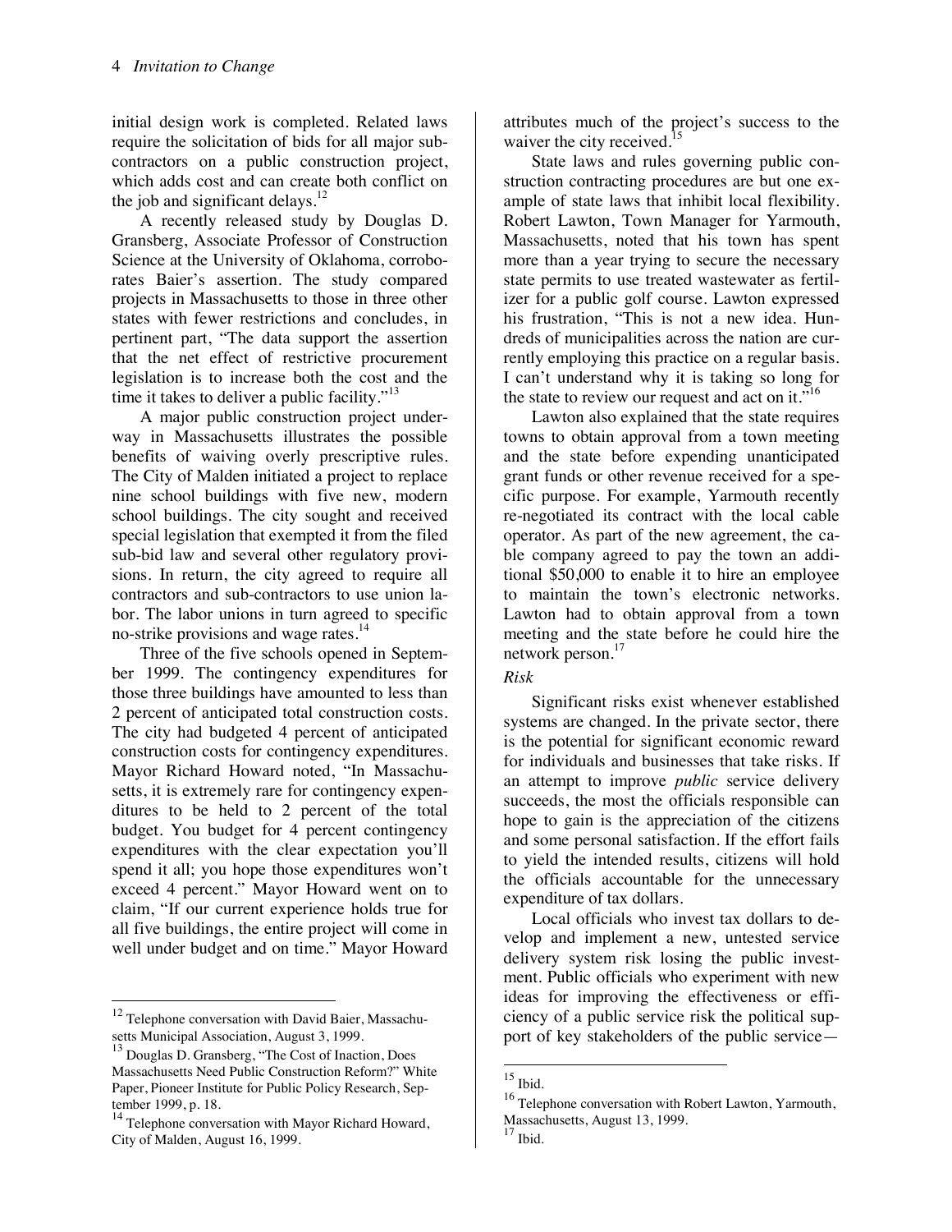initial design work is completed. Related laws require the solicitation of bids for all major subcontractors on a public construction project, which adds cost and can create both conflict on the job and significant delays.[12]

A recently released study by Douglas D. Gransberg, Associate Professor of Construction Science at the University of Oklahoma, corroborates Baier's assertion. The study compared projects in Massachusetts to those in three other states with fewer restrictions and concludes, in pertinent part, "The data support the assertion that the net effect of restrictive procurement legislation is to increase both the cost and the time it takes to deliver a public facility."[13]

A major public construction project underway in Massachusetts illustrates the possible benefits of waiving overly prescriptive rules. The City of Malden initiated a project to replace nine school buildings with five new, modern school buildings. The city sought and received special legislation that exempted it from the filed sub-bid law and several other regulatory provisions. In return, the city agreed to require all contractors and sub-contractors to use union labor. The labor unions in turn agreed to specific no-strike provisions and wage rates.[14]

Three of the five schools opened in September 1999. The contingency expenditures for those three buildings have amounted to less than 2 percent of anticipated total construction costs. The city had budgeted 4 percent of anticipated construction costs for contingency expenditures. Mayor Richard Howard noted, "In Massachusetts, it is extremely rare for contingency expenditures to be held to 2 percent of the total budget. You budget for 4 percent contingency expenditures with the clear expectation you'll spend it all; you hope those expenditures won't exceed 4 percent." Mayor Howard went on to claim, "If our current experience holds true for all five buildings, the entire project will come in well under budget and on time." Mayor Howard attributes much of the project's success to the waiver the city received.[15]

State laws and rules governing public construction contracting procedures are but one example of state laws that inhibit local flexibility. Robert Lawton, Town Manager for Yarmouth, Massachusetts, noted that his town has spent more than a year trying to secure the necessary state permits to use treated wastewater as fertilizer for a public golf course. Lawton expressed his frustration, "This is not a new idea. Hundreds of municipalities across the nation are currently employing this practice on a regular basis. I can't understand why it is taking so long for the state to review our request and act on it."[16]

Lawton also explained that the state requires towns to obtain approval from a town meeting and the state before expending unanticipated grant funds or other revenue received for a specific purpose. For example, Yarmouth recently re-negotiated its contract with the local cable operator. As part of the new agreement, the cable company agreed to pay the town an additional $50,000 to enable it to hire an employee to maintain the town's electronic networks. Lawton had to obtain approval from a town meeting and the state before he could hire the network person.[17]

*Risk*

Significant risks exist whenever established systems are changed. In the private sector, there is the potential for significant economic reward for individuals and businesses that take risks. If an attempt to improve *public* service delivery succeeds, the most the officials responsible can hope to gain is the appreciation of the citizens and some personal satisfaction. If the effort fails to yield the intended results, citizens will hold the officials accountable for the unnecessary expenditure of tax dollars.

Local officials who invest tax dollars to develop and implement a new, untested service delivery system risk losing the public investment. Public officials who experiment with new ideas for improving the effectiveness or efficiency of a public service risk the political support of key stakeholders of the public service—

---

[12] Telephone conversation with David Baier, Massachusetts Municipal Association, August 3, 1999.

[13] Douglas D. Gransberg, "The Cost of Inaction, Does Massachusetts Need Public Construction Reform?" White Paper, Pioneer Institute for Public Policy Research, September 1999, p. 18.

[14] Telephone conversation with Mayor Richard Howard, City of Malden, August 16, 1999.

[15] Ibid.

[16] Telephone conversation with Robert Lawton, Yarmouth, Massachusetts, August 13, 1999.

[17] Ibid.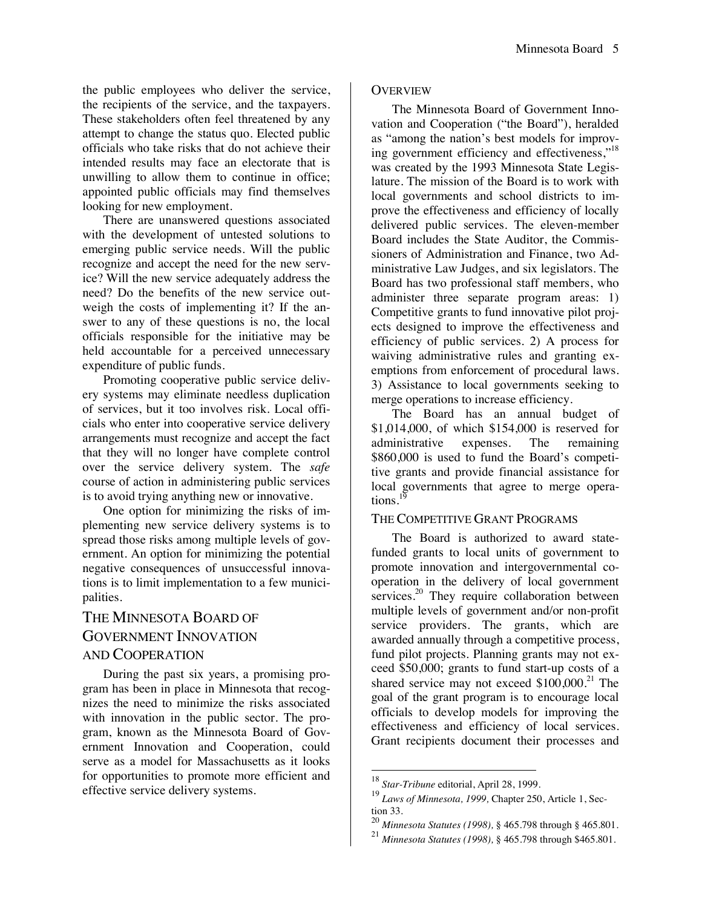the public employees who deliver the service, the recipients of the service, and the taxpayers. These stakeholders often feel threatened by any attempt to change the status quo. Elected public officials who take risks that do not achieve their intended results may face an electorate that is unwilling to allow them to continue in office; appointed public officials may find themselves looking for new employment.

There are unanswered questions associated with the development of untested solutions to emerging public service needs. Will the public recognize and accept the need for the new service? Will the new service adequately address the need? Do the benefits of the new service outweigh the costs of implementing it? If the answer to any of these questions is no, the local officials responsible for the initiative may be held accountable for a perceived unnecessary expenditure of public funds.

Promoting cooperative public service delivery systems may eliminate needless duplication of services, but it too involves risk. Local officials who enter into cooperative service delivery arrangements must recognize and accept the fact that they will no longer have complete control over the service delivery system. The *safe* course of action in administering public services is to avoid trying anything new or innovative.

One option for minimizing the risks of implementing new service delivery systems is to spread those risks among multiple levels of government. An option for minimizing the potential negative consequences of unsuccessful innovations is to limit implementation to a few municipalities.

## The Minnesota Board of Government Innovation and Cooperation

During the past six years, a promising program has been in place in Minnesota that recognizes the need to minimize the risks associated with innovation in the public sector. The program, known as the Minnesota Board of Government Innovation and Cooperation, could serve as a model for Massachusetts as it looks for opportunities to promote more efficient and effective service delivery systems.

### Overview

The Minnesota Board of Government Innovation and Cooperation ("the Board"), heralded as "among the nation's best models for improving government efficiency and effectiveness,"[18] was created by the 1993 Minnesota State Legislature. The mission of the Board is to work with local governments and school districts to improve the effectiveness and efficiency of locally delivered public services. The eleven-member Board includes the State Auditor, the Commissioners of Administration and Finance, two Administrative Law Judges, and six legislators. The Board has two professional staff members, who administer three separate program areas: 1) Competitive grants to fund innovative pilot projects designed to improve the effectiveness and efficiency of public services. 2) A process for waiving administrative rules and granting exemptions from enforcement of procedural laws. 3) Assistance to local governments seeking to merge operations to increase efficiency.

The Board has an annual budget of $1,014,000, of which $154,000 is reserved for administrative expenses. The remaining $860,000 is used to fund the Board's competitive grants and provide financial assistance for local governments that agree to merge operations.[19]

### The Competitive Grant Programs

The Board is authorized to award state-funded grants to local units of government to promote innovation and intergovernmental cooperation in the delivery of local government services.[20] They require collaboration between multiple levels of government and/or non-profit service providers. The grants, which are awarded annually through a competitive process, fund pilot projects. Planning grants may not exceed $50,000; grants to fund start-up costs of a shared service may not exceed $100,000.[21] The goal of the grant program is to encourage local officials to develop models for improving the effectiveness and efficiency of local services. Grant recipients document their processes and

---

[18] *Star-Tribune* editorial, April 28, 1999.

[19] *Laws of Minnesota, 1999,* Chapter 250, Article 1, Section 33.

[20] *Minnesota Statutes (1998),* § 465.798 through § 465.801.

[21] *Minnesota Statutes (1998),* § 465.798 through $465.801.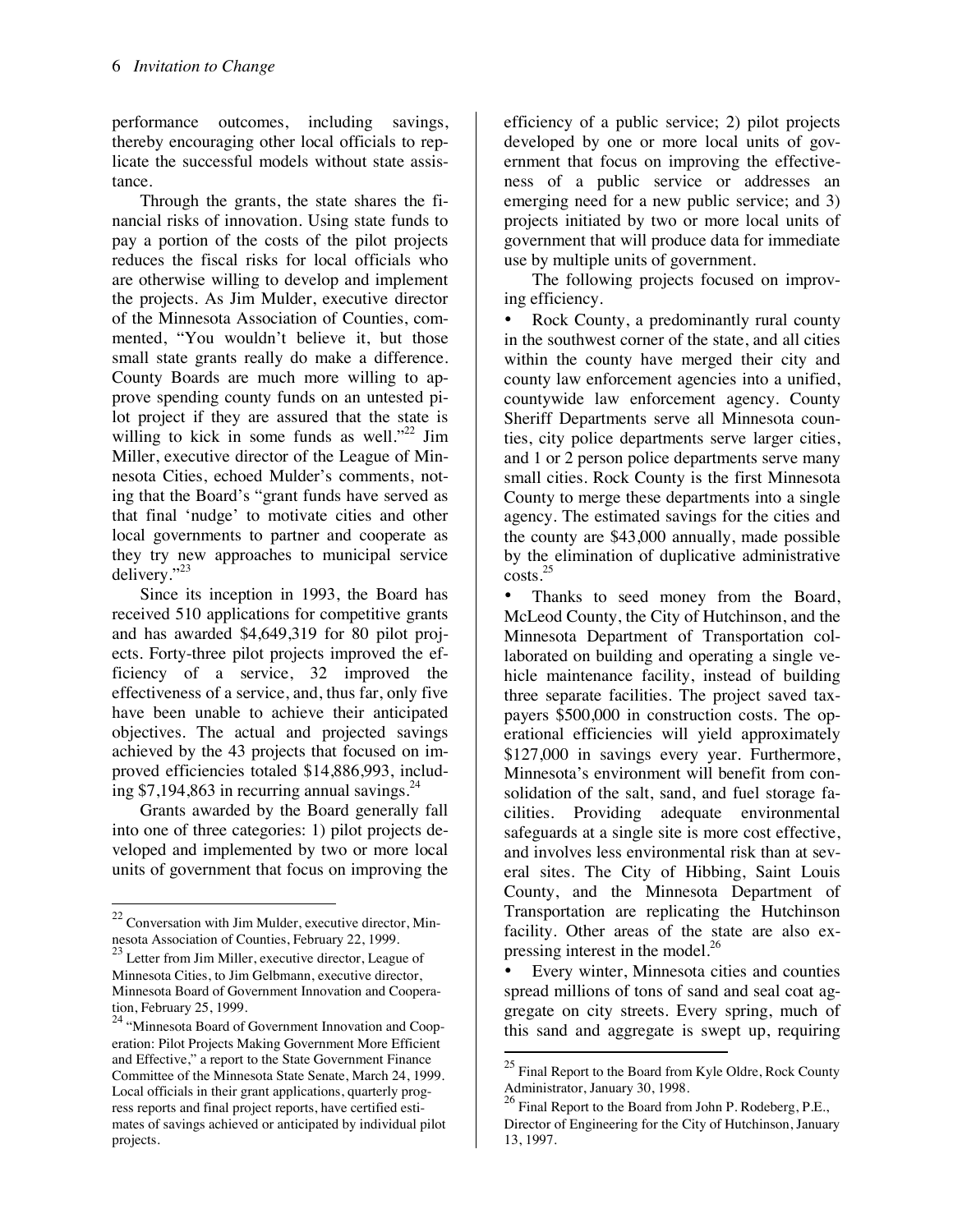performance outcomes, including savings, thereby encouraging other local officials to replicate the successful models without state assistance.

Through the grants, the state shares the financial risks of innovation. Using state funds to pay a portion of the costs of the pilot projects reduces the fiscal risks for local officials who are otherwise willing to develop and implement the projects. As Jim Mulder, executive director of the Minnesota Association of Counties, commented, "You wouldn't believe it, but those small state grants really do make a difference. County Boards are much more willing to approve spending county funds on an untested pilot project if they are assured that the state is willing to kick in some funds as well."[22] Jim Miller, executive director of the League of Minnesota Cities, echoed Mulder's comments, noting that the Board's "grant funds have served as that final 'nudge' to motivate cities and other local governments to partner and cooperate as they try new approaches to municipal service delivery."[23]

Since its inception in 1993, the Board has received 510 applications for competitive grants and has awarded $4,649,319 for 80 pilot projects. Forty-three pilot projects improved the efficiency of a service, 32 improved the effectiveness of a service, and, thus far, only five have been unable to achieve their anticipated objectives. The actual and projected savings achieved by the 43 projects that focused on improved efficiencies totaled $14,886,993, including $7,194,863 in recurring annual savings.[24]

Grants awarded by the Board generally fall into one of three categories: 1) pilot projects developed and implemented by two or more local units of government that focus on improving the efficiency of a public service; 2) pilot projects developed by one or more local units of government that focus on improving the effectiveness of a public service or addresses an emerging need for a new public service; and 3) projects initiated by two or more local units of government that will produce data for immediate use by multiple units of government.

The following projects focused on improving efficiency.

- Rock County, a predominantly rural county in the southwest corner of the state, and all cities within the county have merged their city and county law enforcement agencies into a unified, countywide law enforcement agency. County Sheriff Departments serve all Minnesota counties, city police departments serve larger cities, and 1 or 2 person police departments serve many small cities. Rock County is the first Minnesota County to merge these departments into a single agency. The estimated savings for the cities and the county are $43,000 annually, made possible by the elimination of duplicative administrative costs.[25]
- Thanks to seed money from the Board, McLeod County, the City of Hutchinson, and the Minnesota Department of Transportation collaborated on building and operating a single vehicle maintenance facility, instead of building three separate facilities. The project saved taxpayers $500,000 in construction costs. The operational efficiencies will yield approximately $127,000 in savings every year. Furthermore, Minnesota's environment will benefit from consolidation of the salt, sand, and fuel storage facilities. Providing adequate environmental safeguards at a single site is more cost effective, and involves less environmental risk than at several sites. The City of Hibbing, Saint Louis County, and the Minnesota Department of Transportation are replicating the Hutchinson facility. Other areas of the state are also expressing interest in the model.[26]
- Every winter, Minnesota cities and counties spread millions of tons of sand and seal coat aggregate on city streets. Every spring, much of this sand and aggregate is swept up, requiring

---

[22] Conversation with Jim Mulder, executive director, Minnesota Association of Counties, February 22, 1999.

[23] Letter from Jim Miller, executive director, League of Minnesota Cities, to Jim Gelbmann, executive director, Minnesota Board of Government Innovation and Cooperation, February 25, 1999.

[24] "Minnesota Board of Government Innovation and Cooperation: Pilot Projects Making Government More Efficient and Effective," a report to the State Government Finance Committee of the Minnesota State Senate, March 24, 1999. Local officials in their grant applications, quarterly progress reports and final project reports, have certified estimates of savings achieved or anticipated by individual pilot projects.

[25] Final Report to the Board from Kyle Oldre, Rock County Administrator, January 30, 1998.

[26] Final Report to the Board from John P. Rodeberg, P.E., Director of Engineering for the City of Hutchinson, January 13, 1997.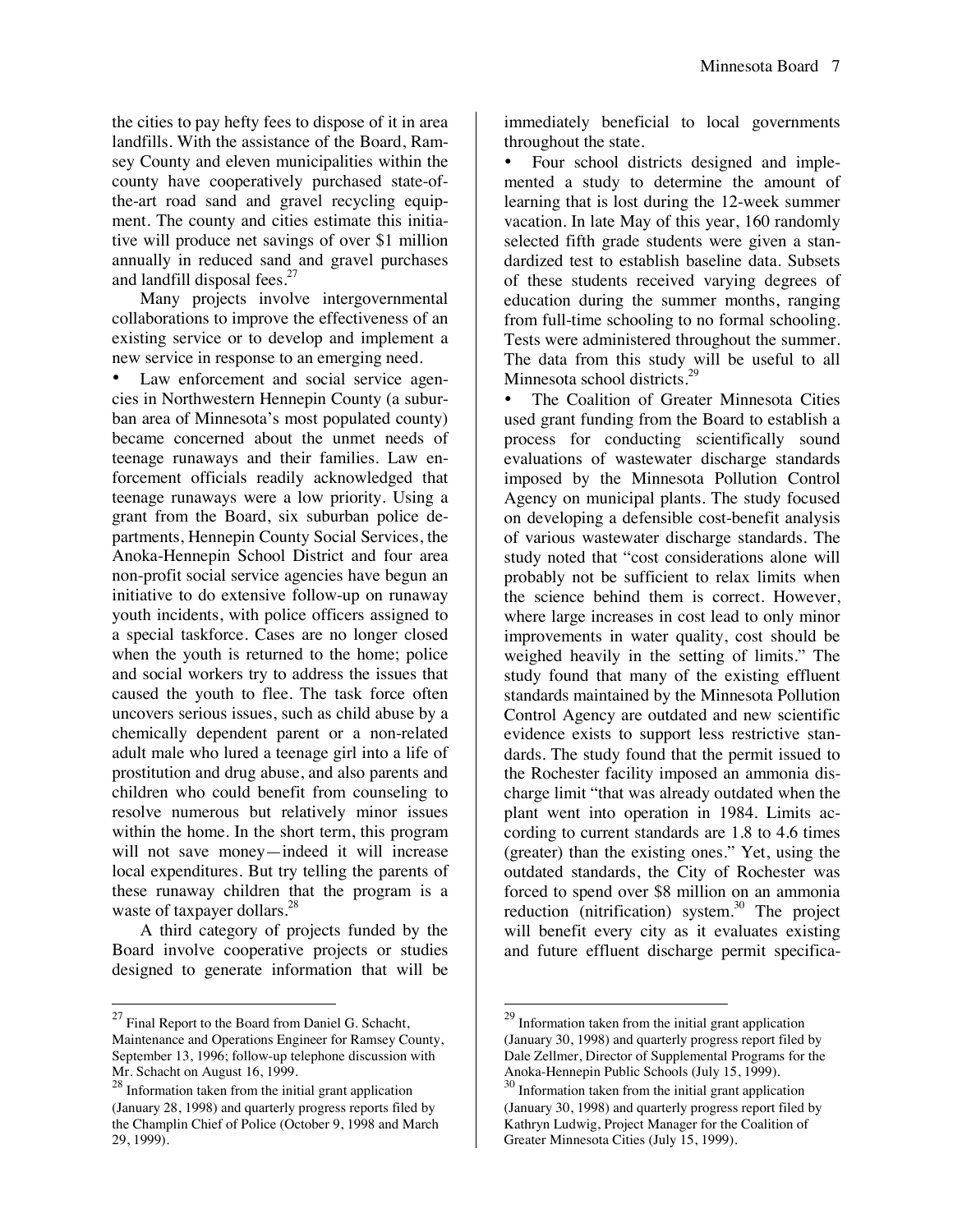the cities to pay hefty fees to dispose of it in area landfills. With the assistance of the Board, Ramsey County and eleven municipalities within the county have cooperatively purchased state-of-the-art road sand and gravel recycling equipment. The county and cities estimate this initiative will produce net savings of over $1 million annually in reduced sand and gravel purchases and landfill disposal fees.[27]

Many projects involve intergovernmental collaborations to improve the effectiveness of an existing service or to develop and implement a new service in response to an emerging need.

- Law enforcement and social service agencies in Northwestern Hennepin County (a suburban area of Minnesota's most populated county) became concerned about the unmet needs of teenage runaways and their families. Law enforcement officials readily acknowledged that teenage runaways were a low priority. Using a grant from the Board, six suburban police departments, Hennepin County Social Services, the Anoka-Hennepin School District and four area non-profit social service agencies have begun an initiative to do extensive follow-up on runaway youth incidents, with police officers assigned to a special taskforce. Cases are no longer closed when the youth is returned to the home; police and social workers try to address the issues that caused the youth to flee. The task force often uncovers serious issues, such as child abuse by a chemically dependent parent or a non-related adult male who lured a teenage girl into a life of prostitution and drug abuse, and also parents and children who could benefit from counseling to resolve numerous but relatively minor issues within the home. In the short term, this program will not save money—indeed it will increase local expenditures. But try telling the parents of these runaway children that the program is a waste of taxpayer dollars.[28]

A third category of projects funded by the Board involve cooperative projects or studies designed to generate information that will be immediately beneficial to local governments throughout the state.

- Four school districts designed and implemented a study to determine the amount of learning that is lost during the 12-week summer vacation. In late May of this year, 160 randomly selected fifth grade students were given a standardized test to establish baseline data. Subsets of these students received varying degrees of education during the summer months, ranging from full-time schooling to no formal schooling. Tests were administered throughout the summer. The data from this study will be useful to all Minnesota school districts.[29]

- The Coalition of Greater Minnesota Cities used grant funding from the Board to establish a process for conducting scientifically sound evaluations of wastewater discharge standards imposed by the Minnesota Pollution Control Agency on municipal plants. The study focused on developing a defensible cost-benefit analysis of various wastewater discharge standards. The study noted that "cost considerations alone will probably not be sufficient to relax limits when the science behind them is correct. However, where large increases in cost lead to only minor improvements in water quality, cost should be weighed heavily in the setting of limits." The study found that many of the existing effluent standards maintained by the Minnesota Pollution Control Agency are outdated and new scientific evidence exists to support less restrictive standards. The study found that the permit issued to the Rochester facility imposed an ammonia discharge limit "that was already outdated when the plant went into operation in 1984. Limits according to current standards are 1.8 to 4.6 times (greater) than the existing ones." Yet, using the outdated standards, the City of Rochester was forced to spend over $8 million on an ammonia reduction (nitrification) system.[30] The project will benefit every city as it evaluates existing and future effluent discharge permit specifica-

---

[27] Final Report to the Board from Daniel G. Schacht, Maintenance and Operations Engineer for Ramsey County, September 13, 1996; follow-up telephone discussion with Mr. Schacht on August 16, 1999.

[28] Information taken from the initial grant application (January 28, 1998) and quarterly progress reports filed by the Champlin Chief of Police (October 9, 1998 and March 29, 1999).

[29] Information taken from the initial grant application (January 30, 1998) and quarterly progress report filed by Dale Zellmer, Director of Supplemental Programs for the Anoka-Hennepin Public Schools (July 15, 1999).

[30] Information taken from the initial grant application (January 30, 1998) and quarterly progress report filed by Kathryn Ludwig, Project Manager for the Coalition of Greater Minnesota Cities (July 15, 1999).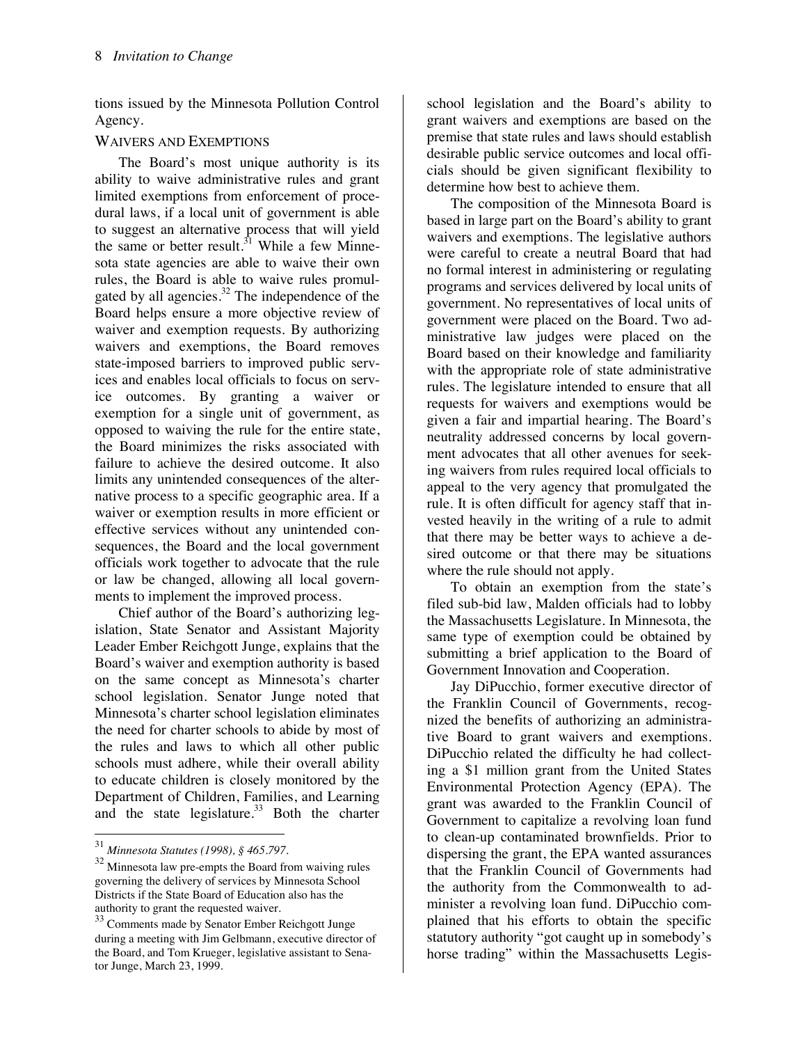tions issued by the Minnesota Pollution Control Agency.

### WAIVERS AND EXEMPTIONS

The Board's most unique authority is its ability to waive administrative rules and grant limited exemptions from enforcement of procedural laws, if a local unit of government is able to suggest an alternative process that will yield the same or better result.[31] While a few Minnesota state agencies are able to waive their own rules, the Board is able to waive rules promulgated by all agencies.[32] The independence of the Board helps ensure a more objective review of waiver and exemption requests. By authorizing waivers and exemptions, the Board removes state-imposed barriers to improved public services and enables local officials to focus on service outcomes. By granting a waiver or exemption for a single unit of government, as opposed to waiving the rule for the entire state, the Board minimizes the risks associated with failure to achieve the desired outcome. It also limits any unintended consequences of the alternative process to a specific geographic area. If a waiver or exemption results in more efficient or effective services without any unintended consequences, the Board and the local government officials work together to advocate that the rule or law be changed, allowing all local governments to implement the improved process.

Chief author of the Board's authorizing legislation, State Senator and Assistant Majority Leader Ember Reichgott Junge, explains that the Board's waiver and exemption authority is based on the same concept as Minnesota's charter school legislation. Senator Junge noted that Minnesota's charter school legislation eliminates the need for charter schools to abide by most of the rules and laws to which all other public schools must adhere, while their overall ability to educate children is closely monitored by the Department of Children, Families, and Learning and the state legislature.[33] Both the charter school legislation and the Board's ability to grant waivers and exemptions are based on the premise that state rules and laws should establish desirable public service outcomes and local officials should be given significant flexibility to determine how best to achieve them.

The composition of the Minnesota Board is based in large part on the Board's ability to grant waivers and exemptions. The legislative authors were careful to create a neutral Board that had no formal interest in administering or regulating programs and services delivered by local units of government. No representatives of local units of government were placed on the Board. Two administrative law judges were placed on the Board based on their knowledge and familiarity with the appropriate role of state administrative rules. The legislature intended to ensure that all requests for waivers and exemptions would be given a fair and impartial hearing. The Board's neutrality addressed concerns by local government advocates that all other avenues for seeking waivers from rules required local officials to appeal to the very agency that promulgated the rule. It is often difficult for agency staff that invested heavily in the writing of a rule to admit that there may be better ways to achieve a desired outcome or that there may be situations where the rule should not apply.

To obtain an exemption from the state's filed sub-bid law, Malden officials had to lobby the Massachusetts Legislature. In Minnesota, the same type of exemption could be obtained by submitting a brief application to the Board of Government Innovation and Cooperation.

Jay DiPucchio, former executive director of the Franklin Council of Governments, recognized the benefits of authorizing an administrative Board to grant waivers and exemptions. DiPucchio related the difficulty he had collecting a $1 million grant from the United States Environmental Protection Agency (EPA). The grant was awarded to the Franklin Council of Government to capitalize a revolving loan fund to clean-up contaminated brownfields. Prior to dispersing the grant, the EPA wanted assurances that the Franklin Council of Governments had the authority from the Commonwealth to administer a revolving loan fund. DiPucchio complained that his efforts to obtain the specific statutory authority "got caught up in somebody's horse trading" within the Massachusetts Legis-

---

[31] *Minnesota Statutes (1998), § 465.797.*

[32] Minnesota law pre-empts the Board from waiving rules governing the delivery of services by Minnesota School Districts if the State Board of Education also has the authority to grant the requested waiver.

[33] Comments made by Senator Ember Reichgott Junge during a meeting with Jim Gelbmann, executive director of the Board, and Tom Krueger, legislative assistant to Senator Junge, March 23, 1999.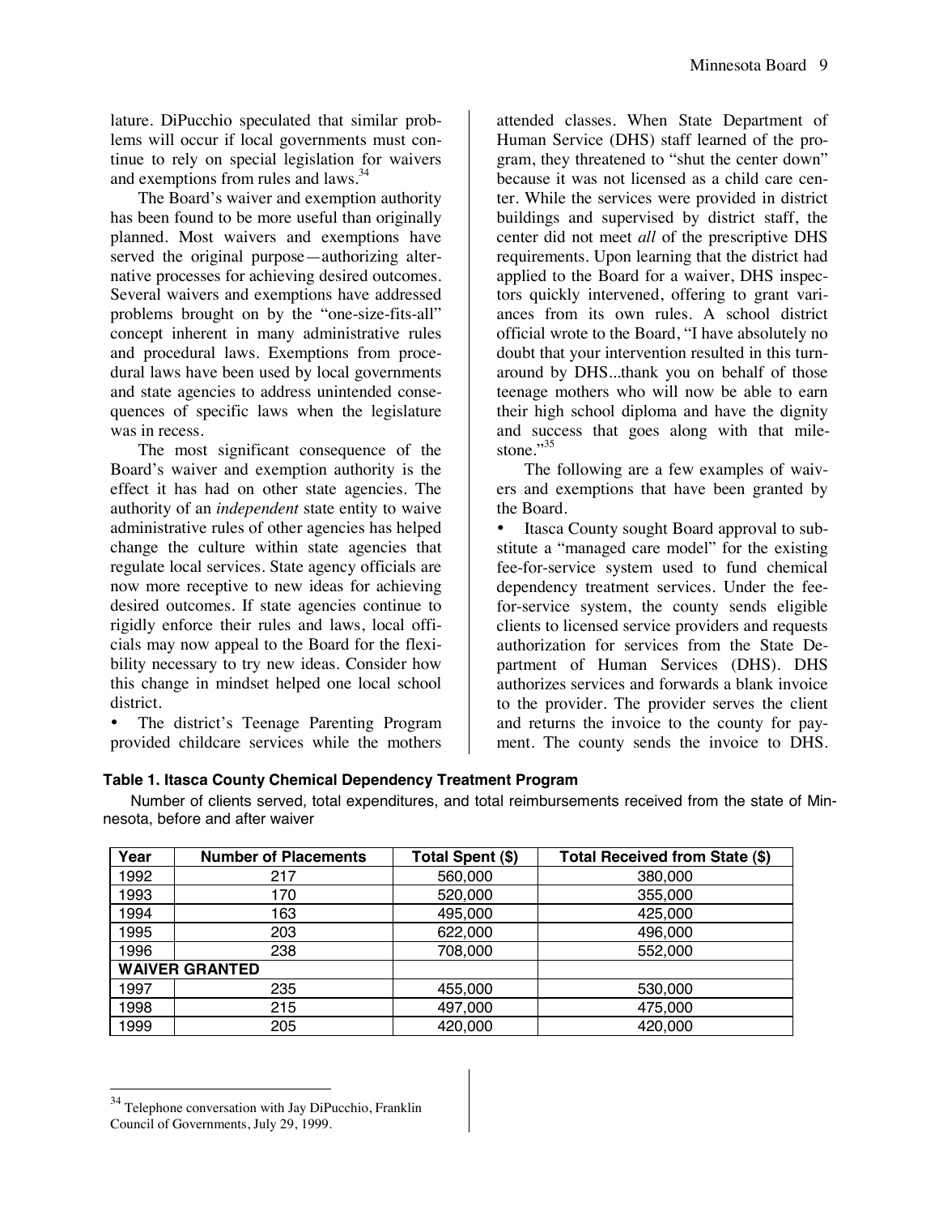lature. DiPucchio speculated that similar problems will occur if local governments must continue to rely on special legislation for waivers and exemptions from rules and laws.[34]

The Board's waiver and exemption authority has been found to be more useful than originally planned. Most waivers and exemptions have served the original purpose—authorizing alternative processes for achieving desired outcomes. Several waivers and exemptions have addressed problems brought on by the "one-size-fits-all" concept inherent in many administrative rules and procedural laws. Exemptions from procedural laws have been used by local governments and state agencies to address unintended consequences of specific laws when the legislature was in recess.

The most significant consequence of the Board's waiver and exemption authority is the effect it has had on other state agencies. The authority of an *independent* state entity to waive administrative rules of other agencies has helped change the culture within state agencies that regulate local services. State agency officials are now more receptive to new ideas for achieving desired outcomes. If state agencies continue to rigidly enforce their rules and laws, local officials may now appeal to the Board for the flexibility necessary to try new ideas. Consider how this change in mindset helped one local school district.

- The district's Teenage Parenting Program provided childcare services while the mothers attended classes. When State Department of Human Service (DHS) staff learned of the program, they threatened to "shut the center down" because it was not licensed as a child care center. While the services were provided in district buildings and supervised by district staff, the center did not meet *all* of the prescriptive DHS requirements. Upon learning that the district had applied to the Board for a waiver, DHS inspectors quickly intervened, offering to grant variances from its own rules. A school district official wrote to the Board, "I have absolutely no doubt that your intervention resulted in this turnaround by DHS...thank you on behalf of those teenage mothers who will now be able to earn their high school diploma and have the dignity and success that goes along with that milestone."[35]

The following are a few examples of waivers and exemptions that have been granted by the Board.

- Itasca County sought Board approval to substitute a "managed care model" for the existing fee-for-service system used to fund chemical dependency treatment services. Under the fee-for-service system, the county sends eligible clients to licensed service providers and requests authorization for services from the State Department of Human Services (DHS). DHS authorizes services and forwards a blank invoice to the provider. The provider serves the client and returns the invoice to the county for payment. The county sends the invoice to DHS.

**Table 1. Itasca County Chemical Dependency Treatment Program**

Number of clients served, total expenditures, and total reimbursements received from the state of Minnesota, before and after waiver

| Year | Number of Placements | Total Spent ($) | Total Received from State ($) |
|---|---|---|---|
| 1992 | 217 | 560,000 | 380,000 |
| 1993 | 170 | 520,000 | 355,000 |
| 1994 | 163 | 495,000 | 425,000 |
| 1995 | 203 | 622,000 | 496,000 |
| 1996 | 238 | 708,000 | 552,000 |
| **WAIVER GRANTED** | | | |
| 1997 | 235 | 455,000 | 530,000 |
| 1998 | 215 | 497,000 | 475,000 |
| 1999 | 205 | 420,000 | 420,000 |

[34] Telephone conversation with Jay DiPucchio, Franklin Council of Governments, July 29, 1999.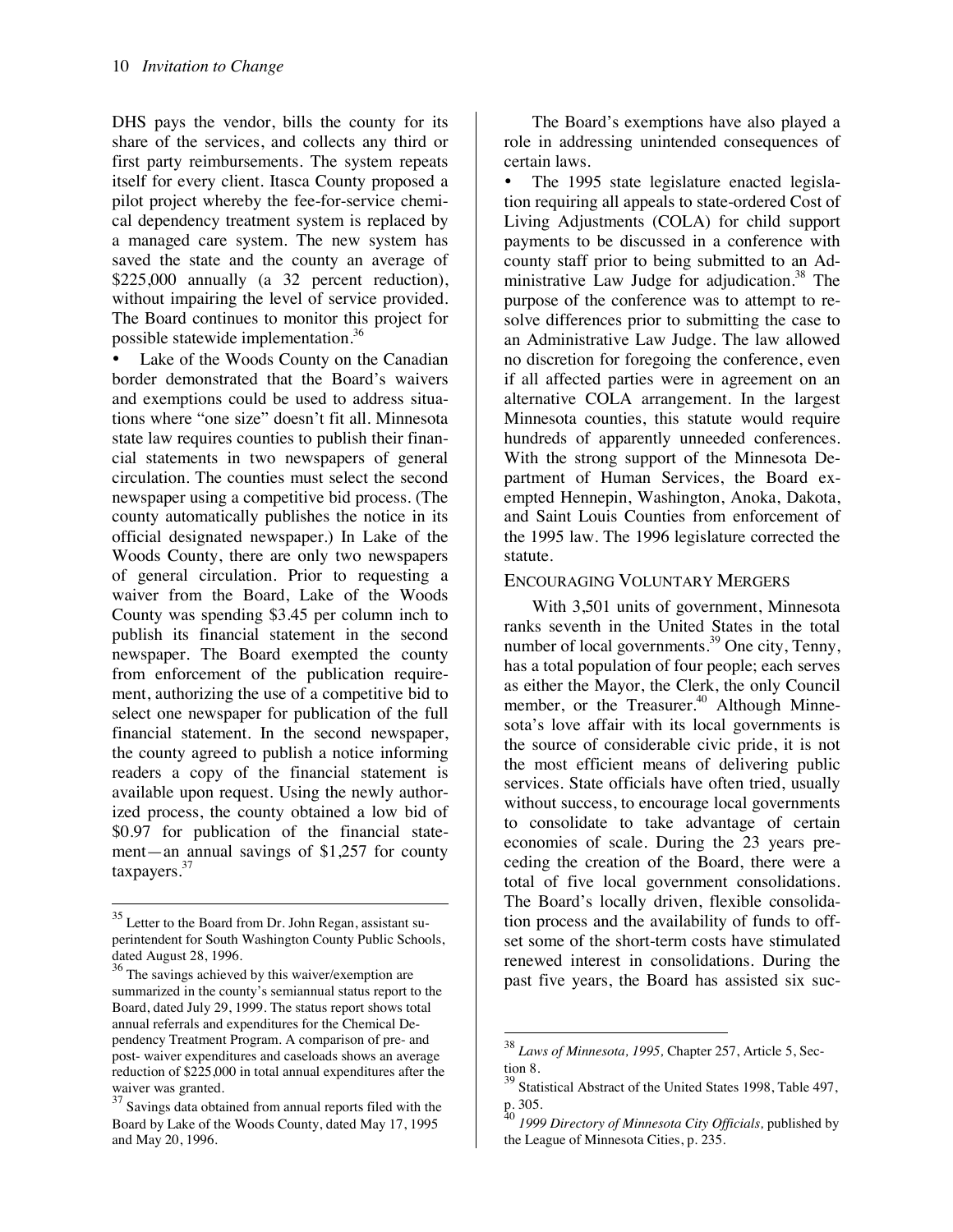DHS pays the vendor, bills the county for its share of the services, and collects any third or first party reimbursements. The system repeats itself for every client. Itasca County proposed a pilot project whereby the fee-for-service chemical dependency treatment system is replaced by a managed care system. The new system has saved the state and the county an average of $225,000 annually (a 32 percent reduction), without impairing the level of service provided. The Board continues to monitor this project for possible statewide implementation.[36]

- Lake of the Woods County on the Canadian border demonstrated that the Board's waivers and exemptions could be used to address situations where "one size" doesn't fit all. Minnesota state law requires counties to publish their financial statements in two newspapers of general circulation. The counties must select the second newspaper using a competitive bid process. (The county automatically publishes the notice in its official designated newspaper.) In Lake of the Woods County, there are only two newspapers of general circulation. Prior to requesting a waiver from the Board, Lake of the Woods County was spending $3.45 per column inch to publish its financial statement in the second newspaper. The Board exempted the county from enforcement of the publication requirement, authorizing the use of a competitive bid to select one newspaper for publication of the full financial statement. In the second newspaper, the county agreed to publish a notice informing readers a copy of the financial statement is available upon request. Using the newly authorized process, the county obtained a low bid of $0.97 for publication of the financial statement—an annual savings of $1,257 for county taxpayers.[37]

The Board's exemptions have also played a role in addressing unintended consequences of certain laws.

- The 1995 state legislature enacted legislation requiring all appeals to state-ordered Cost of Living Adjustments (COLA) for child support payments to be discussed in a conference with county staff prior to being submitted to an Administrative Law Judge for adjudication.[38] The purpose of the conference was to attempt to resolve differences prior to submitting the case to an Administrative Law Judge. The law allowed no discretion for foregoing the conference, even if all affected parties were in agreement on an alternative COLA arrangement. In the largest Minnesota counties, this statute would require hundreds of apparently unneeded conferences. With the strong support of the Minnesota Department of Human Services, the Board exempted Hennepin, Washington, Anoka, Dakota, and Saint Louis Counties from enforcement of the 1995 law. The 1996 legislature corrected the statute.

### Encouraging Voluntary Mergers

With 3,501 units of government, Minnesota ranks seventh in the United States in the total number of local governments.[39] One city, Tenny, has a total population of four people; each serves as either the Mayor, the Clerk, the only Council member, or the Treasurer.[40] Although Minnesota's love affair with its local governments is the source of considerable civic pride, it is not the most efficient means of delivering public services. State officials have often tried, usually without success, to encourage local governments to consolidate to take advantage of certain economies of scale. During the 23 years preceding the creation of the Board, there were a total of five local government consolidations. The Board's locally driven, flexible consolidation process and the availability of funds to offset some of the short-term costs have stimulated renewed interest in consolidations. During the past five years, the Board has assisted six suc-

---

[35] Letter to the Board from Dr. John Regan, assistant superintendent for South Washington County Public Schools, dated August 28, 1996.

[36] The savings achieved by this waiver/exemption are summarized in the county's semiannual status report to the Board, dated July 29, 1999. The status report shows total annual referrals and expenditures for the Chemical Dependency Treatment Program. A comparison of pre- and post- waiver expenditures and caseloads shows an average reduction of $225,000 in total annual expenditures after the waiver was granted.

[37] Savings data obtained from annual reports filed with the Board by Lake of the Woods County, dated May 17, 1995 and May 20, 1996.

[38] *Laws of Minnesota, 1995,* Chapter 257, Article 5, Section 8.

[39] Statistical Abstract of the United States 1998, Table 497, p. 305.

[40] *1999 Directory of Minnesota City Officials,* published by the League of Minnesota Cities, p. 235.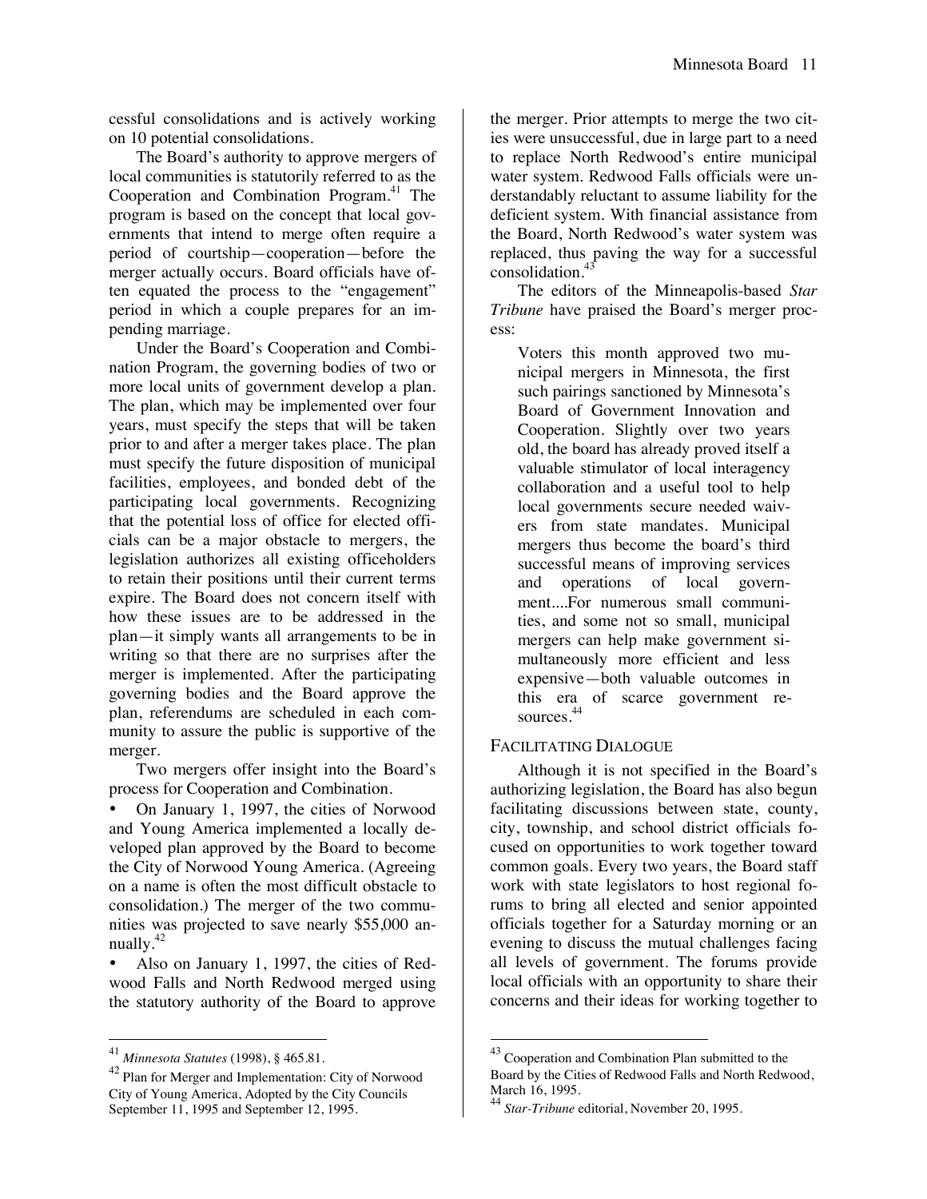cessful consolidations and is actively working on 10 potential consolidations.

The Board's authority to approve mergers of local communities is statutorily referred to as the Cooperation and Combination Program.[41] The program is based on the concept that local governments that intend to merge often require a period of courtship—cooperation—before the merger actually occurs. Board officials have often equated the process to the "engagement" period in which a couple prepares for an impending marriage.

Under the Board's Cooperation and Combination Program, the governing bodies of two or more local units of government develop a plan. The plan, which may be implemented over four years, must specify the steps that will be taken prior to and after a merger takes place. The plan must specify the future disposition of municipal facilities, employees, and bonded debt of the participating local governments. Recognizing that the potential loss of office for elected officials can be a major obstacle to mergers, the legislation authorizes all existing officeholders to retain their positions until their current terms expire. The Board does not concern itself with how these issues are to be addressed in the plan—it simply wants all arrangements to be in writing so that there are no surprises after the merger is implemented. After the participating governing bodies and the Board approve the plan, referendums are scheduled in each community to assure the public is supportive of the merger.

Two mergers offer insight into the Board's process for Cooperation and Combination.

- On January 1, 1997, the cities of Norwood and Young America implemented a locally developed plan approved by the Board to become the City of Norwood Young America. (Agreeing on a name is often the most difficult obstacle to consolidation.) The merger of the two communities was projected to save nearly $55,000 annually.[42]
- Also on January 1, 1997, the cities of Redwood Falls and North Redwood merged using the statutory authority of the Board to approve the merger. Prior attempts to merge the two cities were unsuccessful, due in large part to a need to replace North Redwood's entire municipal water system. Redwood Falls officials were understandably reluctant to assume liability for the deficient system. With financial assistance from the Board, North Redwood's water system was replaced, thus paving the way for a successful consolidation.[43]

The editors of the Minneapolis-based *Star Tribune* have praised the Board's merger process:

> Voters this month approved two municipal mergers in Minnesota, the first such pairings sanctioned by Minnesota's Board of Government Innovation and Cooperation. Slightly over two years old, the board has already proved itself a valuable stimulator of local interagency collaboration and a useful tool to help local governments secure needed waivers from state mandates. Municipal mergers thus become the board's third successful means of improving services and operations of local government....For numerous small communities, and some not so small, municipal mergers can help make government simultaneously more efficient and less expensive—both valuable outcomes in this era of scarce government resources.[44]

### Facilitating Dialogue

Although it is not specified in the Board's authorizing legislation, the Board has also begun facilitating discussions between state, county, city, township, and school district officials focused on opportunities to work together toward common goals. Every two years, the Board staff work with state legislators to host regional forums to bring all elected and senior appointed officials together for a Saturday morning or an evening to discuss the mutual challenges facing all levels of government. The forums provide local officials with an opportunity to share their concerns and their ideas for working together to

---

[41] *Minnesota Statutes* (1998), § 465.81.

[42] Plan for Merger and Implementation: City of Norwood City of Young America, Adopted by the City Councils September 11, 1995 and September 12, 1995.

[43] Cooperation and Combination Plan submitted to the Board by the Cities of Redwood Falls and North Redwood, March 16, 1995.

[44] *Star-Tribune* editorial, November 20, 1995.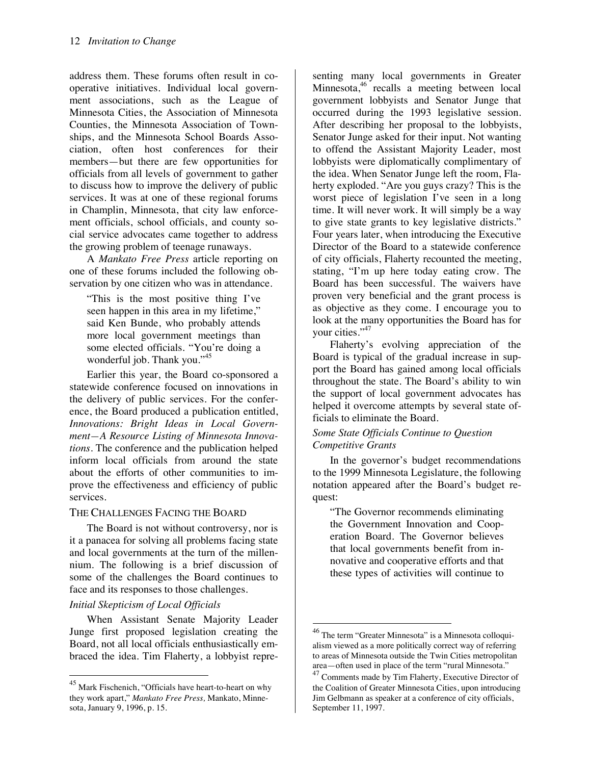address them. These forums often result in cooperative initiatives. Individual local government associations, such as the League of Minnesota Cities, the Association of Minnesota Counties, the Minnesota Association of Townships, and the Minnesota School Boards Association, often host conferences for their members—but there are few opportunities for officials from all levels of government to gather to discuss how to improve the delivery of public services. It was at one of these regional forums in Champlin, Minnesota, that city law enforcement officials, school officials, and county social service advocates came together to address the growing problem of teenage runaways.

A *Mankato Free Press* article reporting on one of these forums included the following observation by one citizen who was in attendance.

> "This is the most positive thing I've seen happen in this area in my lifetime," said Ken Bunde, who probably attends more local government meetings than some elected officials. "You're doing a wonderful job. Thank you."[45]

Earlier this year, the Board co-sponsored a statewide conference focused on innovations in the delivery of public services. For the conference, the Board produced a publication entitled, *Innovations: Bright Ideas in Local Government—A Resource Listing of Minnesota Innovations*. The conference and the publication helped inform local officials from around the state about the efforts of other communities to improve the effectiveness and efficiency of public services.

## THE CHALLENGES FACING THE BOARD

The Board is not without controversy, nor is it a panacea for solving all problems facing state and local governments at the turn of the millennium. The following is a brief discussion of some of the challenges the Board continues to face and its responses to those challenges.

### *Initial Skepticism of Local Officials*

When Assistant Senate Majority Leader Junge first proposed legislation creating the Board, not all local officials enthusiastically embraced the idea. Tim Flaherty, a lobbyist representing many local governments in Greater Minnesota,[46] recalls a meeting between local government lobbyists and Senator Junge that occurred during the 1993 legislative session. After describing her proposal to the lobbyists, Senator Junge asked for their input. Not wanting to offend the Assistant Majority Leader, most lobbyists were diplomatically complimentary of the idea. When Senator Junge left the room, Flaherty exploded. "Are you guys crazy? This is the worst piece of legislation I've seen in a long time. It will never work. It will simply be a way to give state grants to key legislative districts." Four years later, when introducing the Executive Director of the Board to a statewide conference of city officials, Flaherty recounted the meeting, stating, "I'm up here today eating crow. The Board has been successful. The waivers have proven very beneficial and the grant process is as objective as they come. I encourage you to look at the many opportunities the Board has for your cities."[47]

Flaherty's evolving appreciation of the Board is typical of the gradual increase in support the Board has gained among local officials throughout the state. The Board's ability to win the support of local government advocates has helped it overcome attempts by several state officials to eliminate the Board.

### *Some State Officials Continue to Question Competitive Grants*

In the governor's budget recommendations to the 1999 Minnesota Legislature, the following notation appeared after the Board's budget request:

> "The Governor recommends eliminating the Government Innovation and Cooperation Board. The Governor believes that local governments benefit from innovative and cooperative efforts and that these types of activities will continue to

---

[45] Mark Fischenich, "Officials have heart-to-heart on why they work apart," *Mankato Free Press,* Mankato, Minnesota, January 9, 1996, p. 15.

[46] The term "Greater Minnesota" is a Minnesota colloquialism viewed as a more politically correct way of referring to areas of Minnesota outside the Twin Cities metropolitan area—often used in place of the term "rural Minnesota."

[47] Comments made by Tim Flaherty, Executive Director of the Coalition of Greater Minnesota Cities, upon introducing Jim Gelbmann as speaker at a conference of city officials, September 11, 1997.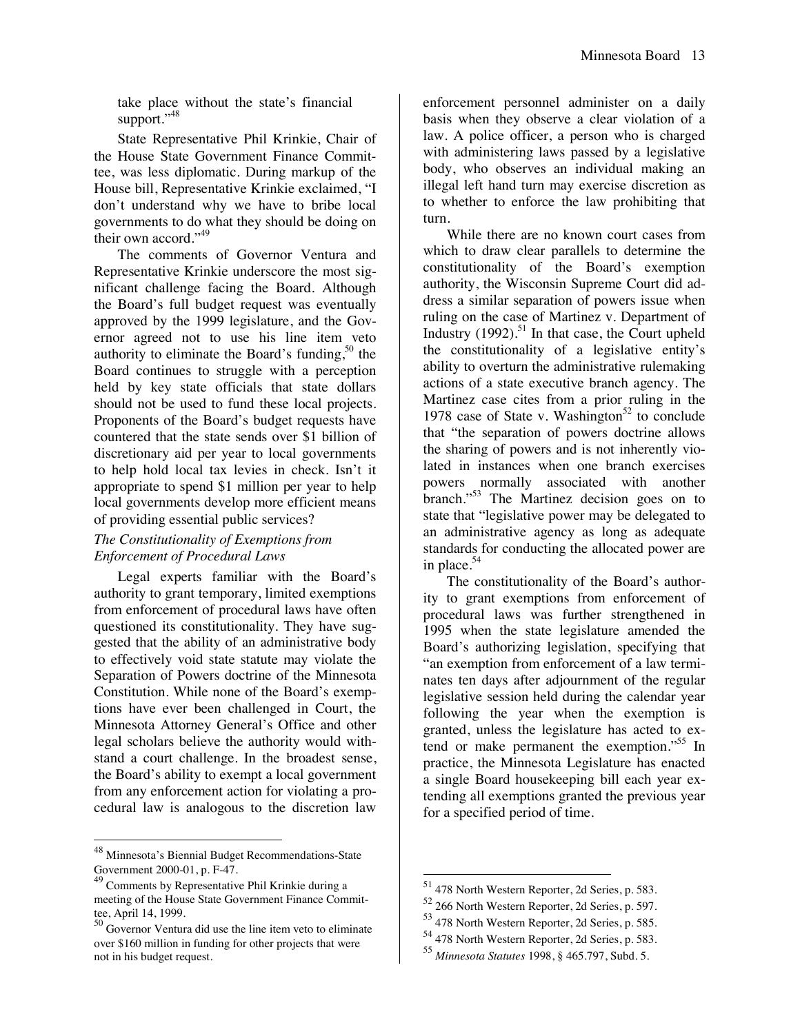take place without the state's financial support."[48]

State Representative Phil Krinkie, Chair of the House State Government Finance Committee, was less diplomatic. During markup of the House bill, Representative Krinkie exclaimed, "I don't understand why we have to bribe local governments to do what they should be doing on their own accord."[49]

The comments of Governor Ventura and Representative Krinkie underscore the most significant challenge facing the Board. Although the Board's full budget request was eventually approved by the 1999 legislature, and the Governor agreed not to use his line item veto authority to eliminate the Board's funding,[50] the Board continues to struggle with a perception held by key state officials that state dollars should not be used to fund these local projects. Proponents of the Board's budget requests have countered that the state sends over $1 billion of discretionary aid per year to local governments to help hold local tax levies in check. Isn't it appropriate to spend $1 million per year to help local governments develop more efficient means of providing essential public services?

*The Constitutionality of Exemptions from Enforcement of Procedural Laws*

Legal experts familiar with the Board's authority to grant temporary, limited exemptions from enforcement of procedural laws have often questioned its constitutionality. They have suggested that the ability of an administrative body to effectively void state statute may violate the Separation of Powers doctrine of the Minnesota Constitution. While none of the Board's exemptions have ever been challenged in Court, the Minnesota Attorney General's Office and other legal scholars believe the authority would withstand a court challenge. In the broadest sense, the Board's ability to exempt a local government from any enforcement action for violating a procedural law is analogous to the discretion law enforcement personnel administer on a daily basis when they observe a clear violation of a law. A police officer, a person who is charged with administering laws passed by a legislative body, who observes an individual making an illegal left hand turn may exercise discretion as to whether to enforce the law prohibiting that turn.

While there are no known court cases from which to draw clear parallels to determine the constitutionality of the Board's exemption authority, the Wisconsin Supreme Court did address a similar separation of powers issue when ruling on the case of Martinez v. Department of Industry (1992).[51] In that case, the Court upheld the constitutionality of a legislative entity's ability to overturn the administrative rulemaking actions of a state executive branch agency. The Martinez case cites from a prior ruling in the 1978 case of State v. Washington[52] to conclude that "the separation of powers doctrine allows the sharing of powers and is not inherently violated in instances when one branch exercises powers normally associated with another branch."[53] The Martinez decision goes on to state that "legislative power may be delegated to an administrative agency as long as adequate standards for conducting the allocated power are in place.[54]

The constitutionality of the Board's authority to grant exemptions from enforcement of procedural laws was further strengthened in 1995 when the state legislature amended the Board's authorizing legislation, specifying that "an exemption from enforcement of a law terminates ten days after adjournment of the regular legislative session held during the calendar year following the year when the exemption is granted, unless the legislature has acted to extend or make permanent the exemption."[55] In practice, the Minnesota Legislature has enacted a single Board housekeeping bill each year extending all exemptions granted the previous year for a specified period of time.

---

[48] Minnesota's Biennial Budget Recommendations-State Government 2000-01, p. F-47.

[49] Comments by Representative Phil Krinkie during a meeting of the House State Government Finance Committee, April 14, 1999.

[50] Governor Ventura did use the line item veto to eliminate over $160 million in funding for other projects that were not in his budget request.

[51] 478 North Western Reporter, 2d Series, p. 583.

[52] 266 North Western Reporter, 2d Series, p. 597.

[53] 478 North Western Reporter, 2d Series, p. 585.

[54] 478 North Western Reporter, 2d Series, p. 583.

[55] *Minnesota Statutes* 1998, § 465.797, Subd. 5.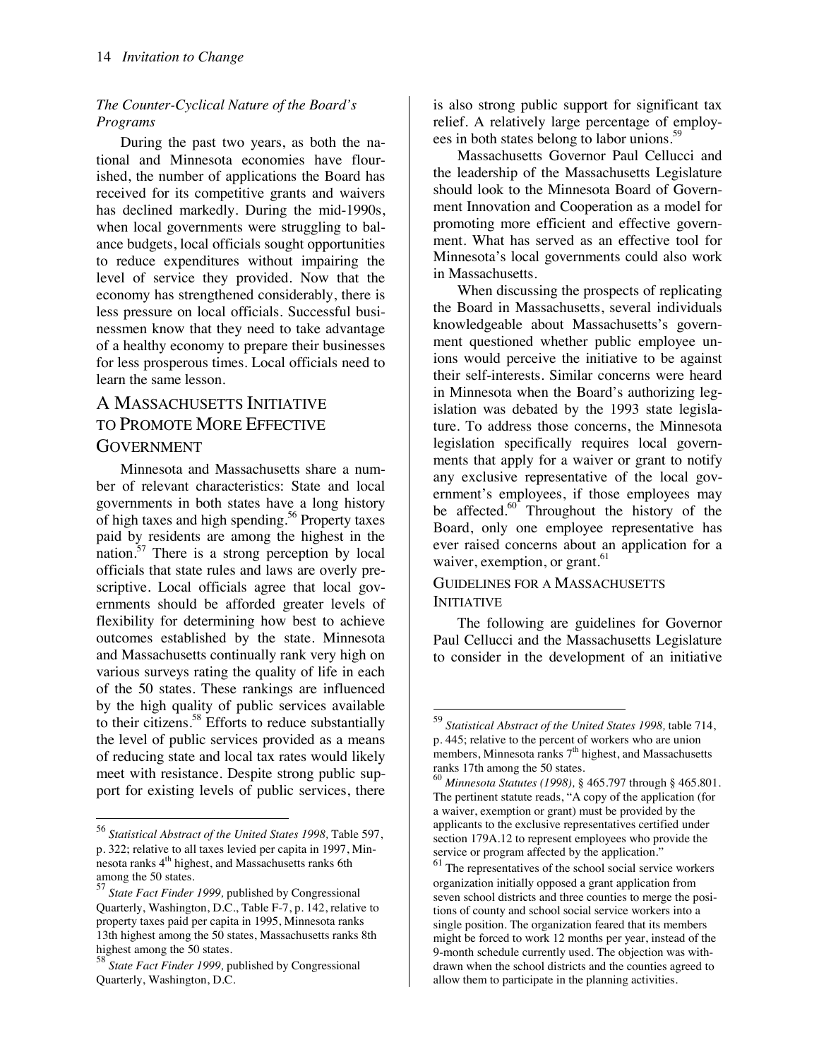*The Counter-Cyclical Nature of the Board's Programs*

During the past two years, as both the national and Minnesota economies have flourished, the number of applications the Board has received for its competitive grants and waivers has declined markedly. During the mid-1990s, when local governments were struggling to balance budgets, local officials sought opportunities to reduce expenditures without impairing the level of service they provided. Now that the economy has strengthened considerably, there is less pressure on local officials. Successful businessmen know that they need to take advantage of a healthy economy to prepare their businesses for less prosperous times. Local officials need to learn the same lesson.

## A Massachusetts Initiative to Promote More Effective Government

Minnesota and Massachusetts share a number of relevant characteristics: State and local governments in both states have a long history of high taxes and high spending.[56] Property taxes paid by residents are among the highest in the nation.[57] There is a strong perception by local officials that state rules and laws are overly prescriptive. Local officials agree that local governments should be afforded greater levels of flexibility for determining how best to achieve outcomes established by the state. Minnesota and Massachusetts continually rank very high on various surveys rating the quality of life in each of the 50 states. These rankings are influenced by the high quality of public services available to their citizens.[58] Efforts to reduce substantially the level of public services provided as a means of reducing state and local tax rates would likely meet with resistance. Despite strong public support for existing levels of public services, there is also strong public support for significant tax relief. A relatively large percentage of employees in both states belong to labor unions.[59]

Massachusetts Governor Paul Cellucci and the leadership of the Massachusetts Legislature should look to the Minnesota Board of Government Innovation and Cooperation as a model for promoting more efficient and effective government. What has served as an effective tool for Minnesota's local governments could also work in Massachusetts.

When discussing the prospects of replicating the Board in Massachusetts, several individuals knowledgeable about Massachusetts's government questioned whether public employee unions would perceive the initiative to be against their self-interests. Similar concerns were heard in Minnesota when the Board's authorizing legislation was debated by the 1993 state legislature. To address those concerns, the Minnesota legislation specifically requires local governments that apply for a waiver or grant to notify any exclusive representative of the local government's employees, if those employees may be affected.[60] Throughout the history of the Board, only one employee representative has ever raised concerns about an application for a waiver, exemption, or grant.[61]

### Guidelines for a Massachusetts Initiative

The following are guidelines for Governor Paul Cellucci and the Massachusetts Legislature to consider in the development of an initiative

---

[56] *Statistical Abstract of the United States 1998,* Table 597, p. 322; relative to all taxes levied per capita in 1997, Minnesota ranks 4th highest, and Massachusetts ranks 6th among the 50 states.

[57] *State Fact Finder 1999,* published by Congressional Quarterly, Washington, D.C., Table F-7, p. 142, relative to property taxes paid per capita in 1995, Minnesota ranks 13th highest among the 50 states, Massachusetts ranks 8th highest among the 50 states.

[58] *State Fact Finder 1999,* published by Congressional Quarterly, Washington, D.C.

[59] *Statistical Abstract of the United States 1998,* table 714, p. 445; relative to the percent of workers who are union members, Minnesota ranks 7th highest, and Massachusetts ranks 17th among the 50 states.

[60] *Minnesota Statutes (1998),* § 465.797 through § 465.801. The pertinent statute reads, "A copy of the application (for a waiver, exemption or grant) must be provided by the applicants to the exclusive representatives certified under section 179A.12 to represent employees who provide the service or program affected by the application."

[61] The representatives of the school social service workers organization initially opposed a grant application from seven school districts and three counties to merge the positions of county and school social service workers into a single position. The organization feared that its members might be forced to work 12 months per year, instead of the 9-month schedule currently used. The objection was withdrawn when the school districts and the counties agreed to allow them to participate in the planning activities.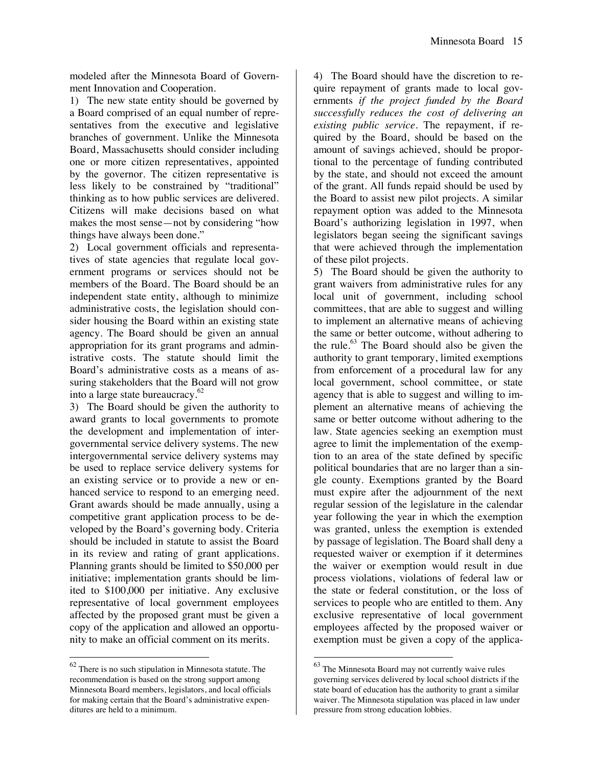modeled after the Minnesota Board of Government Innovation and Cooperation.

1) The new state entity should be governed by a Board comprised of an equal number of representatives from the executive and legislative branches of government. Unlike the Minnesota Board, Massachusetts should consider including one or more citizen representatives, appointed by the governor. The citizen representative is less likely to be constrained by "traditional" thinking as to how public services are delivered. Citizens will make decisions based on what makes the most sense—not by considering "how things have always been done."

2) Local government officials and representatives of state agencies that regulate local government programs or services should not be members of the Board. The Board should be an independent state entity, although to minimize administrative costs, the legislation should consider housing the Board within an existing state agency. The Board should be given an annual appropriation for its grant programs and administrative costs. The statute should limit the Board's administrative costs as a means of assuring stakeholders that the Board will not grow into a large state bureaucracy.[62]

3) The Board should be given the authority to award grants to local governments to promote the development and implementation of intergovernmental service delivery systems. The new intergovernmental service delivery systems may be used to replace service delivery systems for an existing service or to provide a new or enhanced service to respond to an emerging need. Grant awards should be made annually, using a competitive grant application process to be developed by the Board's governing body. Criteria should be included in statute to assist the Board in its review and rating of grant applications. Planning grants should be limited to $50,000 per initiative; implementation grants should be limited to $100,000 per initiative. Any exclusive representative of local government employees affected by the proposed grant must be given a copy of the application and allowed an opportunity to make an official comment on its merits.

4) The Board should have the discretion to require repayment of grants made to local governments *if the project funded by the Board successfully reduces the cost of delivering an existing public service*. The repayment, if required by the Board, should be based on the amount of savings achieved, should be proportional to the percentage of funding contributed by the state, and should not exceed the amount of the grant. All funds repaid should be used by the Board to assist new pilot projects. A similar repayment option was added to the Minnesota Board's authorizing legislation in 1997, when legislators began seeing the significant savings that were achieved through the implementation of these pilot projects.

5) The Board should be given the authority to grant waivers from administrative rules for any local unit of government, including school committees, that are able to suggest and willing to implement an alternative means of achieving the same or better outcome, without adhering to the rule.[63] The Board should also be given the authority to grant temporary, limited exemptions from enforcement of a procedural law for any local government, school committee, or state agency that is able to suggest and willing to implement an alternative means of achieving the same or better outcome without adhering to the law. State agencies seeking an exemption must agree to limit the implementation of the exemption to an area of the state defined by specific political boundaries that are no larger than a single county. Exemptions granted by the Board must expire after the adjournment of the next regular session of the legislature in the calendar year following the year in which the exemption was granted, unless the exemption is extended by passage of legislation. The Board shall deny a requested waiver or exemption if it determines the waiver or exemption would result in due process violations, violations of federal law or the state or federal constitution, or the loss of services to people who are entitled to them. Any exclusive representative of local government employees affected by the proposed waiver or exemption must be given a copy of the applica-

---

[62] There is no such stipulation in Minnesota statute. The recommendation is based on the strong support among Minnesota Board members, legislators, and local officials for making certain that the Board's administrative expenditures are held to a minimum.

[63] The Minnesota Board may not currently waive rules governing services delivered by local school districts if the state board of education has the authority to grant a similar waiver. The Minnesota stipulation was placed in law under pressure from strong education lobbies.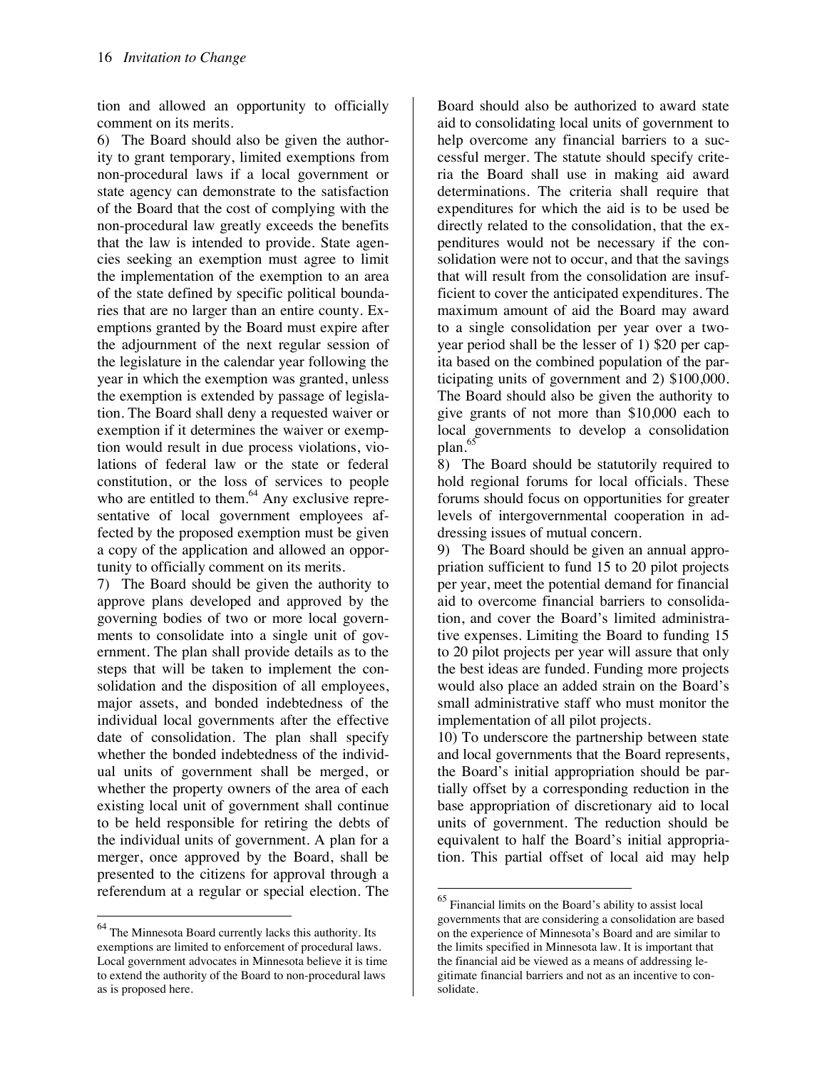tion and allowed an opportunity to officially comment on its merits.

6) The Board should also be given the authority to grant temporary, limited exemptions from non-procedural laws if a local government or state agency can demonstrate to the satisfaction of the Board that the cost of complying with the non-procedural law greatly exceeds the benefits that the law is intended to provide. State agencies seeking an exemption must agree to limit the implementation of the exemption to an area of the state defined by specific political boundaries that are no larger than an entire county. Exemptions granted by the Board must expire after the adjournment of the next regular session of the legislature in the calendar year following the year in which the exemption was granted, unless the exemption is extended by passage of legislation. The Board shall deny a requested waiver or exemption if it determines the waiver or exemption would result in due process violations, violations of federal law or the state or federal constitution, or the loss of services to people who are entitled to them.[64] Any exclusive representative of local government employees affected by the proposed exemption must be given a copy of the application and allowed an opportunity to officially comment on its merits.

7) The Board should be given the authority to approve plans developed and approved by the governing bodies of two or more local governments to consolidate into a single unit of government. The plan shall provide details as to the steps that will be taken to implement the consolidation and the disposition of all employees, major assets, and bonded indebtedness of the individual local governments after the effective date of consolidation. The plan shall specify whether the bonded indebtedness of the individual units of government shall be merged, or whether the property owners of the area of each existing local unit of government shall continue to be held responsible for retiring the debts of the individual units of government. A plan for a merger, once approved by the Board, shall be presented to the citizens for approval through a referendum at a regular or special election. The Board should also be authorized to award state aid to consolidating local units of government to help overcome any financial barriers to a successful merger. The statute should specify criteria the Board shall use in making aid award determinations. The criteria shall require that expenditures for which the aid is to be used be directly related to the consolidation, that the expenditures would not be necessary if the consolidation were not to occur, and that the savings that will result from the consolidation are insufficient to cover the anticipated expenditures. The maximum amount of aid the Board may award to a single consolidation per year over a two-year period shall be the lesser of 1) $20 per capita based on the combined population of the participating units of government and 2) $100,000. The Board should also be given the authority to give grants of not more than $10,000 each to local governments to develop a consolidation plan.[65]

8) The Board should be statutorily required to hold regional forums for local officials. These forums should focus on opportunities for greater levels of intergovernmental cooperation in addressing issues of mutual concern.

9) The Board should be given an annual appropriation sufficient to fund 15 to 20 pilot projects per year, meet the potential demand for financial aid to overcome financial barriers to consolidation, and cover the Board's limited administrative expenses. Limiting the Board to funding 15 to 20 pilot projects per year will assure that only the best ideas are funded. Funding more projects would also place an added strain on the Board's small administrative staff who must monitor the implementation of all pilot projects.

10) To underscore the partnership between state and local governments that the Board represents, the Board's initial appropriation should be partially offset by a corresponding reduction in the base appropriation of discretionary aid to local units of government. The reduction should be equivalent to half the Board's initial appropriation. This partial offset of local aid may help

---

[64] The Minnesota Board currently lacks this authority. Its exemptions are limited to enforcement of procedural laws. Local government advocates in Minnesota believe it is time to extend the authority of the Board to non-procedural laws as is proposed here.

[65] Financial limits on the Board's ability to assist local governments that are considering a consolidation are based on the experience of Minnesota's Board and are similar to the limits specified in Minnesota law. It is important that the financial aid be viewed as a means of addressing legitimate financial barriers and not as an incentive to consolidate.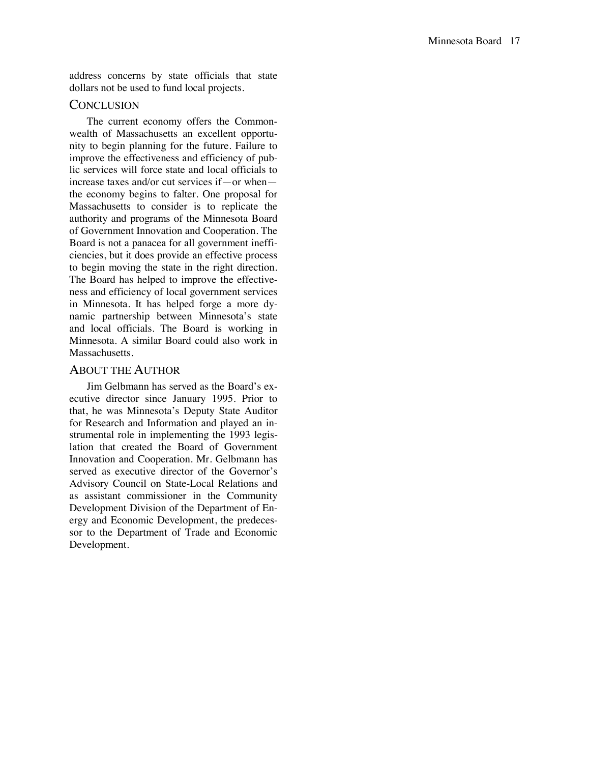address concerns by state officials that state dollars not be used to fund local projects.

## Conclusion

The current economy offers the Commonwealth of Massachusetts an excellent opportunity to begin planning for the future. Failure to improve the effectiveness and efficiency of public services will force state and local officials to increase taxes and/or cut services if—or when—the economy begins to falter. One proposal for Massachusetts to consider is to replicate the authority and programs of the Minnesota Board of Government Innovation and Cooperation. The Board is not a panacea for all government inefficiencies, but it does provide an effective process to begin moving the state in the right direction. The Board has helped to improve the effectiveness and efficiency of local government services in Minnesota. It has helped forge a more dynamic partnership between Minnesota's state and local officials. The Board is working in Minnesota. A similar Board could also work in Massachusetts.

## About the Author

Jim Gelbmann has served as the Board's executive director since January 1995. Prior to that, he was Minnesota's Deputy State Auditor for Research and Information and played an instrumental role in implementing the 1993 legislation that created the Board of Government Innovation and Cooperation. Mr. Gelbmann has served as executive director of the Governor's Advisory Council on State-Local Relations and as assistant commissioner in the Community Development Division of the Department of Energy and Economic Development, the predecessor to the Department of Trade and Economic Development.